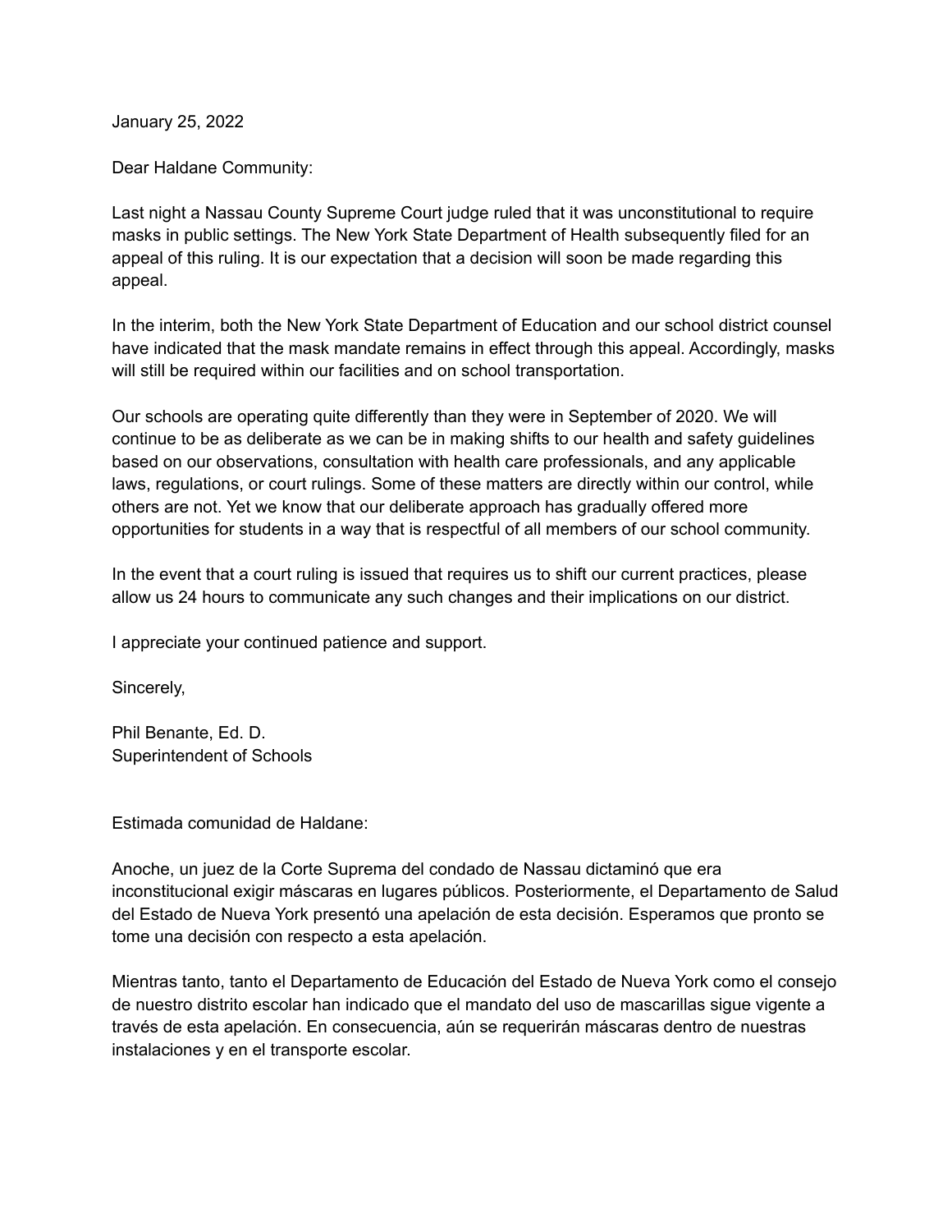January 25, 2022

Dear Haldane Community:

Last night a Nassau County Supreme Court judge ruled that it was unconstitutional to require masks in public settings. The New York State Department of Health subsequently filed for an appeal of this ruling. It is our expectation that a decision will soon be made regarding this appeal.

In the interim, both the New York State Department of Education and our school district counsel have indicated that the mask mandate remains in effect through this appeal. Accordingly, masks will still be required within our facilities and on school transportation.

Our schools are operating quite differently than they were in September of 2020. We will continue to be as deliberate as we can be in making shifts to our health and safety guidelines based on our observations, consultation with health care professionals, and any applicable laws, regulations, or court rulings. Some of these matters are directly within our control, while others are not. Yet we know that our deliberate approach has gradually offered more opportunities for students in a way that is respectful of all members of our school community.

In the event that a court ruling is issued that requires us to shift our current practices, please allow us 24 hours to communicate any such changes and their implications on our district.

I appreciate your continued patience and support.

Sincerely,

Phil Benante, Ed. D.
Superintendent of Schools

Estimada comunidad de Haldane:

Anoche, un juez de la Corte Suprema del condado de Nassau dictaminó que era inconstitucional exigir máscaras en lugares públicos. Posteriormente, el Departamento de Salud del Estado de Nueva York presentó una apelación de esta decisión. Esperamos que pronto se tome una decisión con respecto a esta apelación.

Mientras tanto, tanto el Departamento de Educación del Estado de Nueva York como el consejo de nuestro distrito escolar han indicado que el mandato del uso de mascarillas sigue vigente a través de esta apelación. En consecuencia, aún se requerirán máscaras dentro de nuestras instalaciones y en el transporte escolar.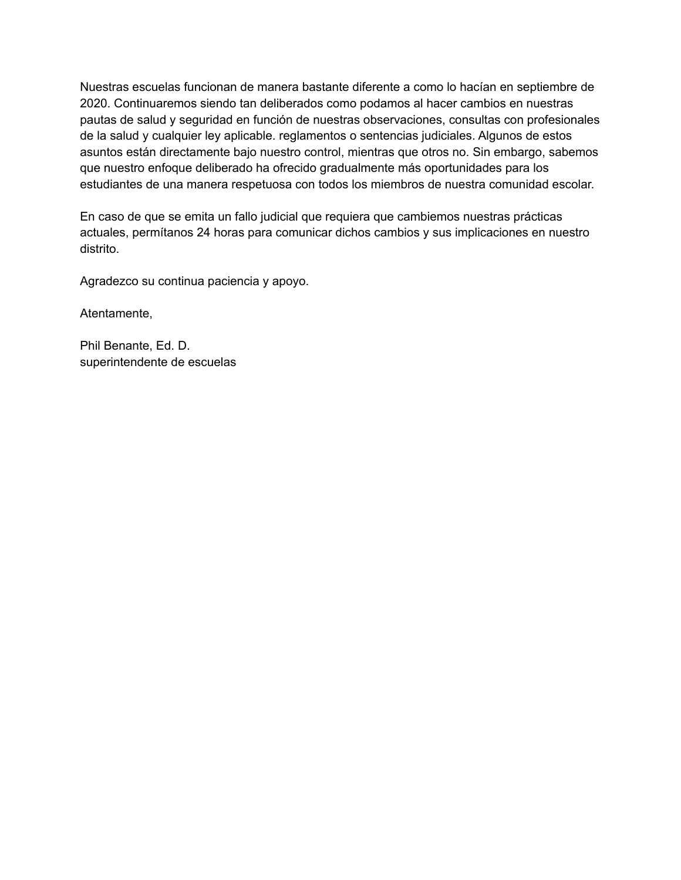Nuestras escuelas funcionan de manera bastante diferente a como lo hacían en septiembre de 2020. Continuaremos siendo tan deliberados como podamos al hacer cambios en nuestras pautas de salud y seguridad en función de nuestras observaciones, consultas con profesionales de la salud y cualquier ley aplicable. reglamentos o sentencias judiciales. Algunos de estos asuntos están directamente bajo nuestro control, mientras que otros no. Sin embargo, sabemos que nuestro enfoque deliberado ha ofrecido gradualmente más oportunidades para los estudiantes de una manera respetuosa con todos los miembros de nuestra comunidad escolar.

En caso de que se emita un fallo judicial que requiera que cambiemos nuestras prácticas actuales, permítanos 24 horas para comunicar dichos cambios y sus implicaciones en nuestro distrito.

Agradezco su continua paciencia y apoyo.

Atentamente,

Phil Benante, Ed. D.
superintendente de escuelas